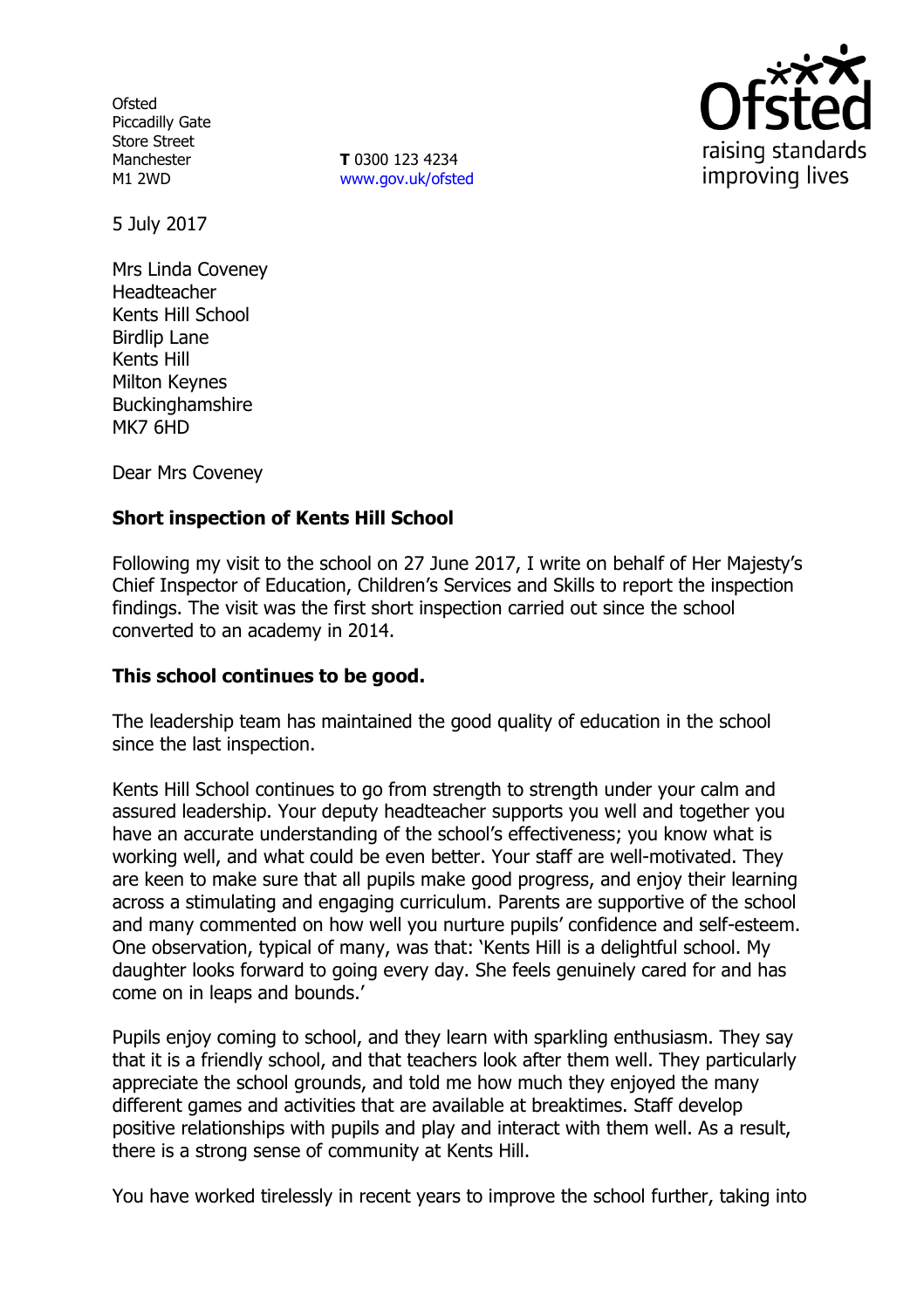Ofsted
Piccadilly Gate
Store Street
Manchester
M1 2WD

**T** 0300 123 4234
www.gov.uk/ofsted

5 July 2017

Mrs Linda Coveney
Headteacher
Kents Hill School
Birdlip Lane
Kents Hill
Milton Keynes
Buckinghamshire
MK7 6HD

Dear Mrs Coveney

**Short inspection of Kents Hill School**

Following my visit to the school on 27 June 2017, I write on behalf of Her Majesty's Chief Inspector of Education, Children's Services and Skills to report the inspection findings. The visit was the first short inspection carried out since the school converted to an academy in 2014.

**This school continues to be good.**

The leadership team has maintained the good quality of education in the school since the last inspection.

Kents Hill School continues to go from strength to strength under your calm and assured leadership. Your deputy headteacher supports you well and together you have an accurate understanding of the school's effectiveness; you know what is working well, and what could be even better. Your staff are well-motivated. They are keen to make sure that all pupils make good progress, and enjoy their learning across a stimulating and engaging curriculum. Parents are supportive of the school and many commented on how well you nurture pupils' confidence and self-esteem. One observation, typical of many, was that: 'Kents Hill is a delightful school. My daughter looks forward to going every day. She feels genuinely cared for and has come on in leaps and bounds.'

Pupils enjoy coming to school, and they learn with sparkling enthusiasm. They say that it is a friendly school, and that teachers look after them well. They particularly appreciate the school grounds, and told me how much they enjoyed the many different games and activities that are available at breaktimes. Staff develop positive relationships with pupils and play and interact with them well. As a result, there is a strong sense of community at Kents Hill.

You have worked tirelessly in recent years to improve the school further, taking into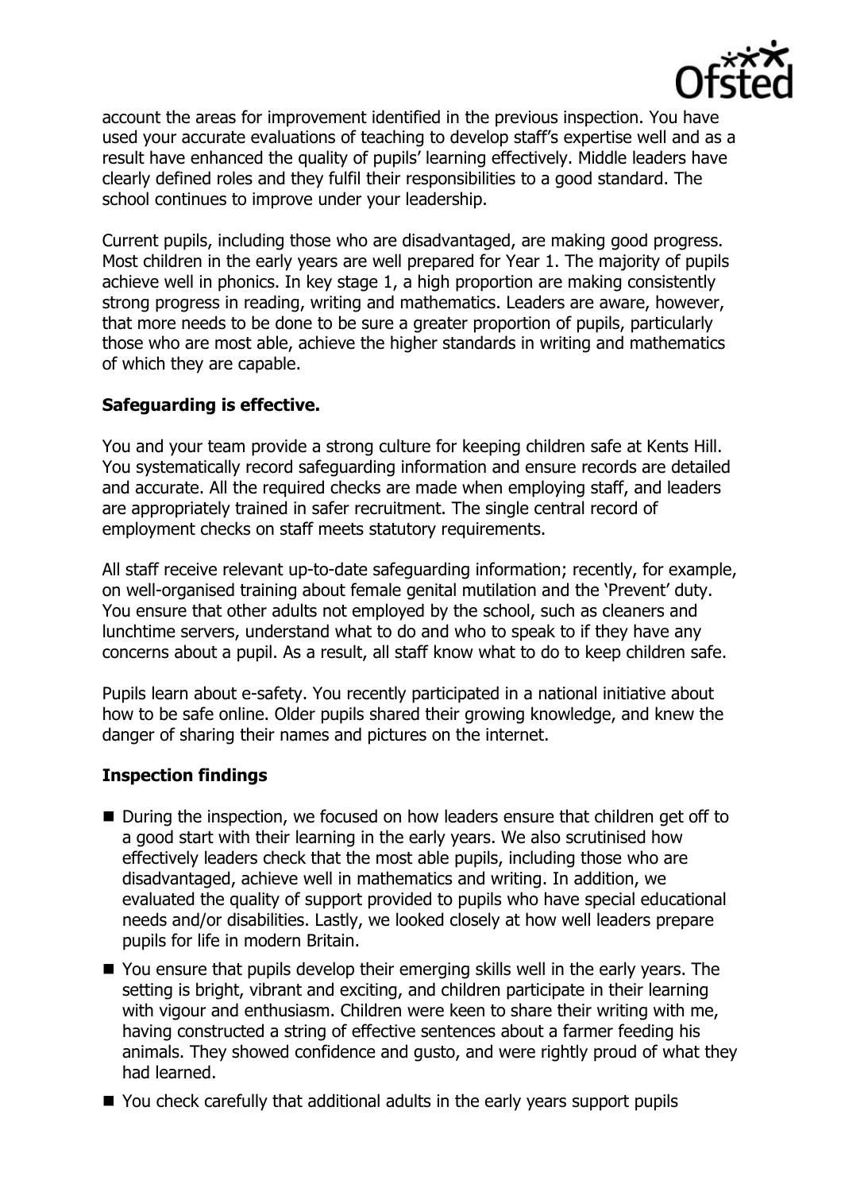account the areas for improvement identified in the previous inspection. You have used your accurate evaluations of teaching to develop staff's expertise well and as a result have enhanced the quality of pupils' learning effectively. Middle leaders have clearly defined roles and they fulfil their responsibilities to a good standard. The school continues to improve under your leadership.

Current pupils, including those who are disadvantaged, are making good progress. Most children in the early years are well prepared for Year 1. The majority of pupils achieve well in phonics. In key stage 1, a high proportion are making consistently strong progress in reading, writing and mathematics. Leaders are aware, however, that more needs to be done to be sure a greater proportion of pupils, particularly those who are most able, achieve the higher standards in writing and mathematics of which they are capable.

## Safeguarding is effective.

You and your team provide a strong culture for keeping children safe at Kents Hill. You systematically record safeguarding information and ensure records are detailed and accurate. All the required checks are made when employing staff, and leaders are appropriately trained in safer recruitment. The single central record of employment checks on staff meets statutory requirements.

All staff receive relevant up-to-date safeguarding information; recently, for example, on well-organised training about female genital mutilation and the 'Prevent' duty. You ensure that other adults not employed by the school, such as cleaners and lunchtime servers, understand what to do and who to speak to if they have any concerns about a pupil. As a result, all staff know what to do to keep children safe.

Pupils learn about e-safety. You recently participated in a national initiative about how to be safe online. Older pupils shared their growing knowledge, and knew the danger of sharing their names and pictures on the internet.

## Inspection findings

- During the inspection, we focused on how leaders ensure that children get off to a good start with their learning in the early years. We also scrutinised how effectively leaders check that the most able pupils, including those who are disadvantaged, achieve well in mathematics and writing. In addition, we evaluated the quality of support provided to pupils who have special educational needs and/or disabilities. Lastly, we looked closely at how well leaders prepare pupils for life in modern Britain.
- You ensure that pupils develop their emerging skills well in the early years. The setting is bright, vibrant and exciting, and children participate in their learning with vigour and enthusiasm. Children were keen to share their writing with me, having constructed a string of effective sentences about a farmer feeding his animals. They showed confidence and gusto, and were rightly proud of what they had learned.
- You check carefully that additional adults in the early years support pupils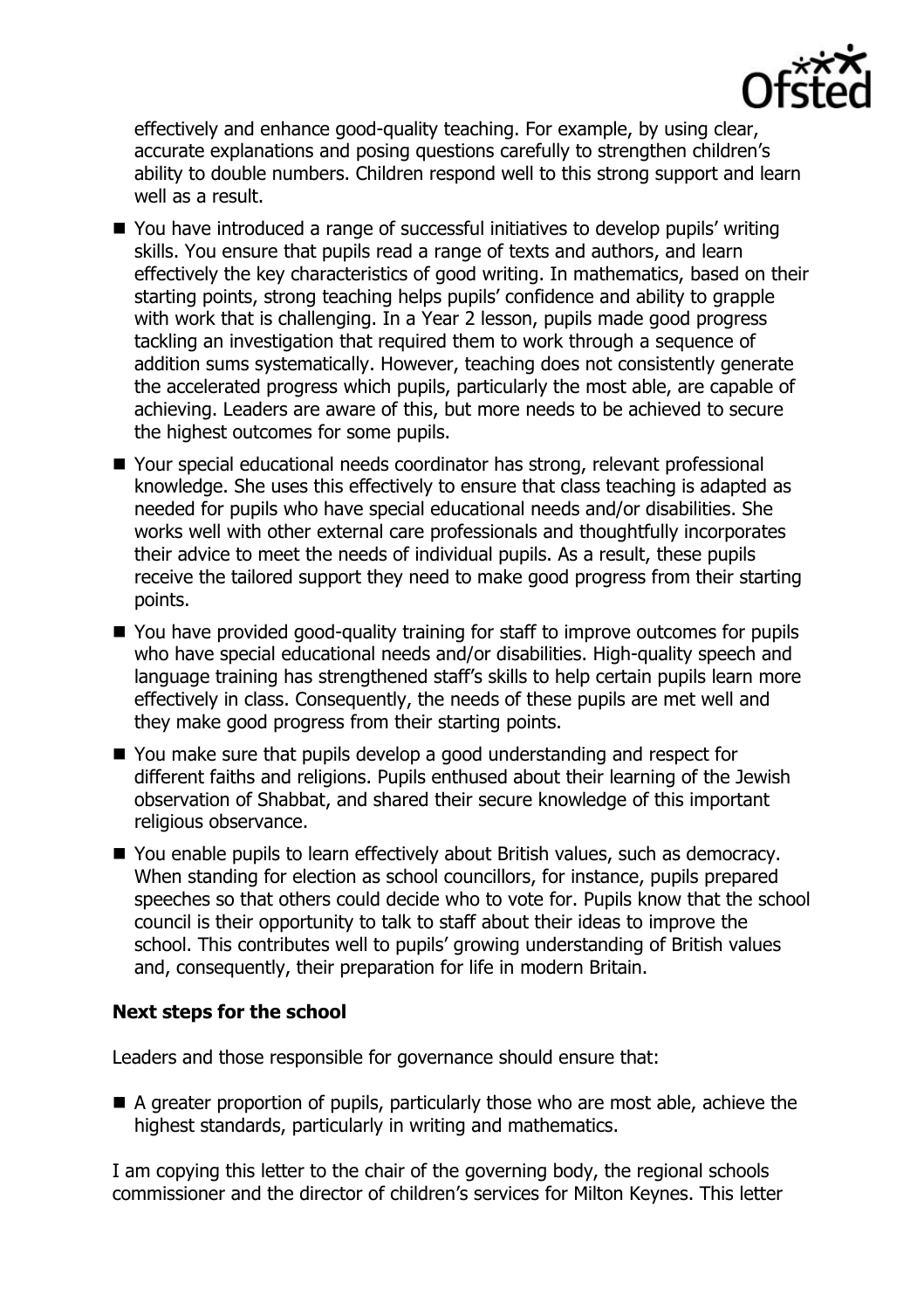effectively and enhance good-quality teaching. For example, by using clear, accurate explanations and posing questions carefully to strengthen children's ability to double numbers. Children respond well to this strong support and learn well as a result.

- You have introduced a range of successful initiatives to develop pupils' writing skills. You ensure that pupils read a range of texts and authors, and learn effectively the key characteristics of good writing. In mathematics, based on their starting points, strong teaching helps pupils' confidence and ability to grapple with work that is challenging. In a Year 2 lesson, pupils made good progress tackling an investigation that required them to work through a sequence of addition sums systematically. However, teaching does not consistently generate the accelerated progress which pupils, particularly the most able, are capable of achieving. Leaders are aware of this, but more needs to be achieved to secure the highest outcomes for some pupils.
- Your special educational needs coordinator has strong, relevant professional knowledge. She uses this effectively to ensure that class teaching is adapted as needed for pupils who have special educational needs and/or disabilities. She works well with other external care professionals and thoughtfully incorporates their advice to meet the needs of individual pupils. As a result, these pupils receive the tailored support they need to make good progress from their starting points.
- You have provided good-quality training for staff to improve outcomes for pupils who have special educational needs and/or disabilities. High-quality speech and language training has strengthened staff's skills to help certain pupils learn more effectively in class. Consequently, the needs of these pupils are met well and they make good progress from their starting points.
- You make sure that pupils develop a good understanding and respect for different faiths and religions. Pupils enthused about their learning of the Jewish observation of Shabbat, and shared their secure knowledge of this important religious observance.
- You enable pupils to learn effectively about British values, such as democracy. When standing for election as school councillors, for instance, pupils prepared speeches so that others could decide who to vote for. Pupils know that the school council is their opportunity to talk to staff about their ideas to improve the school. This contributes well to pupils' growing understanding of British values and, consequently, their preparation for life in modern Britain.

**Next steps for the school**

Leaders and those responsible for governance should ensure that:

- A greater proportion of pupils, particularly those who are most able, achieve the highest standards, particularly in writing and mathematics.

I am copying this letter to the chair of the governing body, the regional schools commissioner and the director of children's services for Milton Keynes. This letter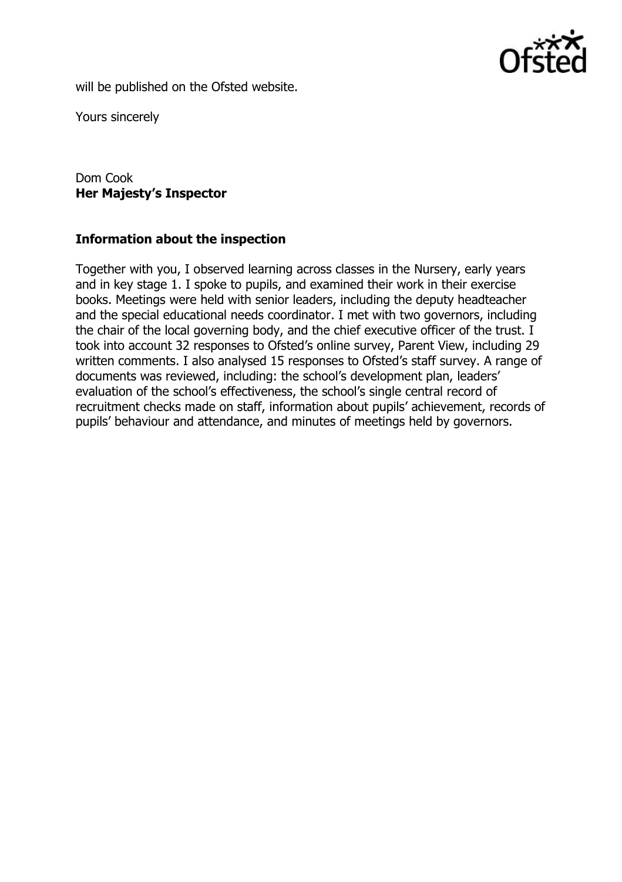will be published on the Ofsted website.

Yours sincerely

Dom Cook
**Her Majesty's Inspector**

## Information about the inspection

Together with you, I observed learning across classes in the Nursery, early years and in key stage 1. I spoke to pupils, and examined their work in their exercise books. Meetings were held with senior leaders, including the deputy headteacher and the special educational needs coordinator. I met with two governors, including the chair of the local governing body, and the chief executive officer of the trust. I took into account 32 responses to Ofsted's online survey, Parent View, including 29 written comments. I also analysed 15 responses to Ofsted's staff survey. A range of documents was reviewed, including: the school's development plan, leaders' evaluation of the school's effectiveness, the school's single central record of recruitment checks made on staff, information about pupils' achievement, records of pupils' behaviour and attendance, and minutes of meetings held by governors.